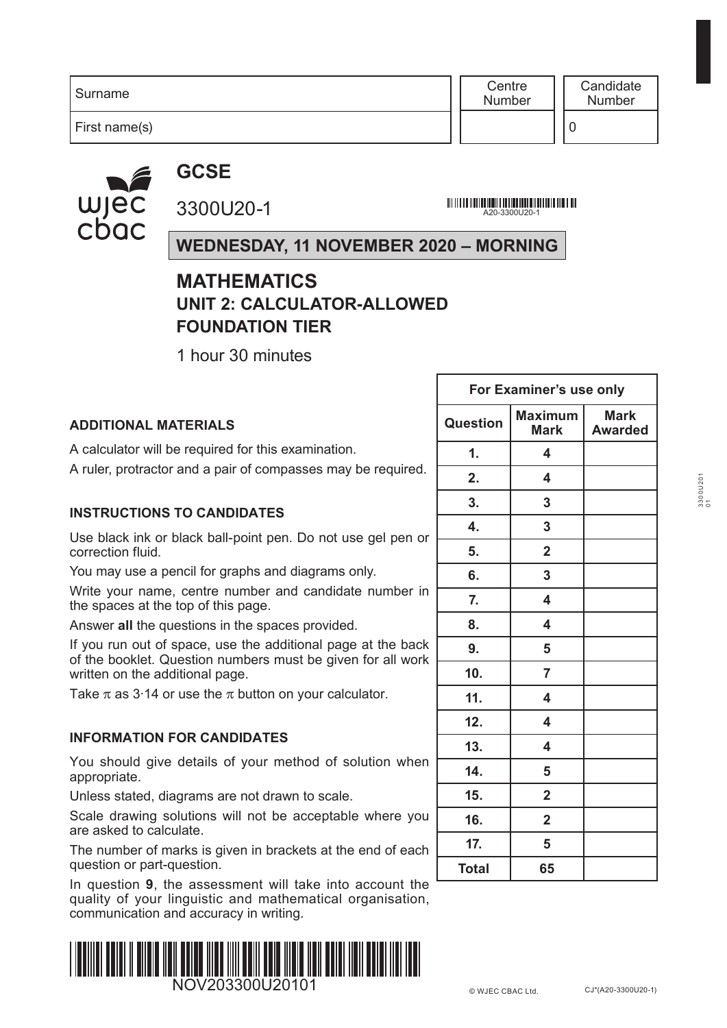| Surname | Centre Number | Candidate Number |
|---|---|---|
| First name(s) | | 0 |

# GCSE

3300U20-1

A20-3300U20-1

**WEDNESDAY, 11 NOVEMBER 2020 – MORNING**

# MATHEMATICS
## UNIT 2: CALCULATOR-ALLOWED
## FOUNDATION TIER

1 hour 30 minutes

**ADDITIONAL MATERIALS**

A calculator will be required for this examination.

A ruler, protractor and a pair of compasses may be required.

**INSTRUCTIONS TO CANDIDATES**

Use black ink or black ball-point pen. Do not use gel pen or correction fluid.

You may use a pencil for graphs and diagrams only.

Write your name, centre number and candidate number in the spaces at the top of this page.

Answer **all** the questions in the spaces provided.

If you run out of space, use the additional page at the back of the booklet. Question numbers must be given for all work written on the additional page.

Take $\pi$ as 3·14 or use the $\pi$ button on your calculator.

**INFORMATION FOR CANDIDATES**

You should give details of your method of solution when appropriate.

Unless stated, diagrams are not drawn to scale.

Scale drawing solutions will not be acceptable where you are asked to calculate.

The number of marks is given in brackets at the end of each question or part-question.

In question **9**, the assessment will take into account the quality of your linguistic and mathematical organisation, communication and accuracy in writing.

| For Examiner's use only | | |
|---|---|---|
| **Question** | **Maximum Mark** | **Mark Awarded** |
| **1.** | **4** | |
| **2.** | **4** | |
| **3.** | **3** | |
| **4.** | **3** | |
| **5.** | **2** | |
| **6.** | **3** | |
| **7.** | **4** | |
| **8.** | **4** | |
| **9.** | **5** | |
| **10.** | **7** | |
| **11.** | **4** | |
| **12.** | **4** | |
| **13.** | **4** | |
| **14.** | **5** | |
| **15.** | **2** | |
| **16.** | **2** | |
| **17.** | **5** | |
| **Total** | **65** | |

NOV203300U20101

© WJEC CBAC Ltd. CJ*(A20-3300U20-1)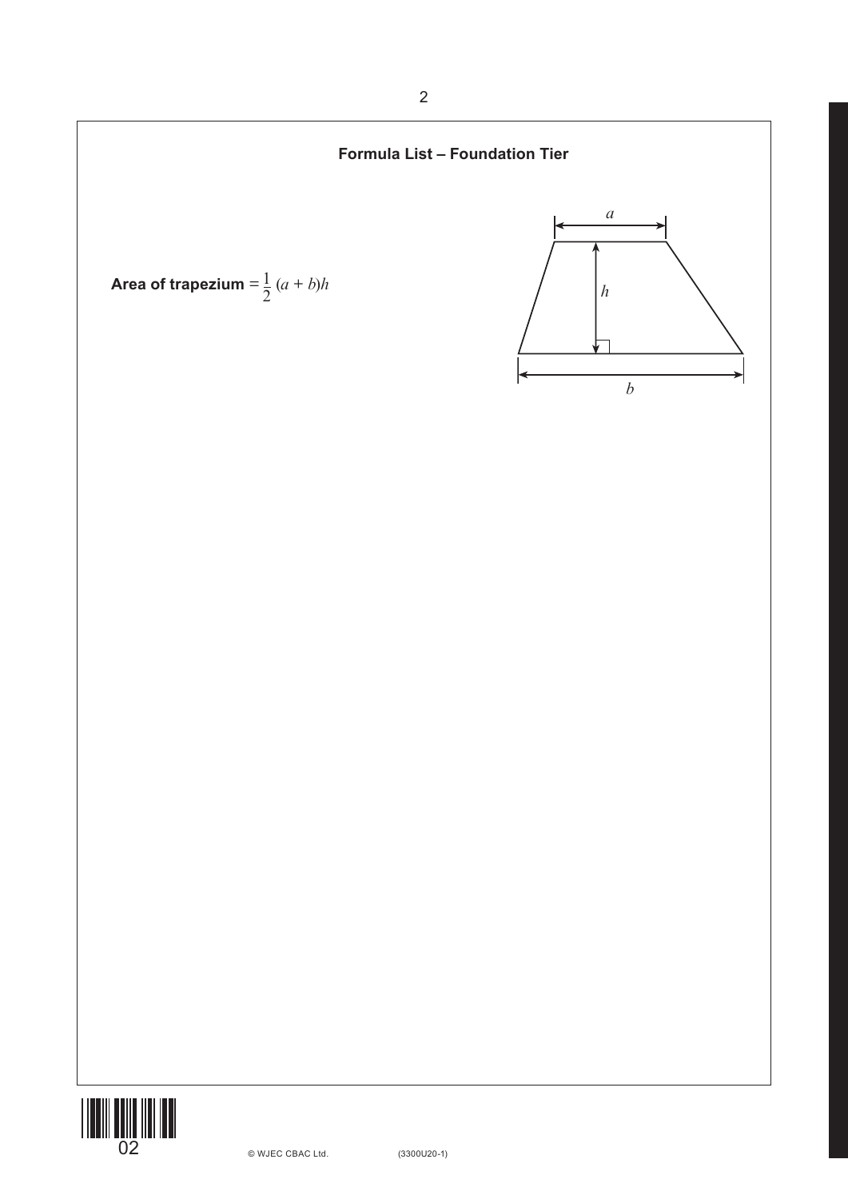## Formula List – Foundation Tier

**Area of trapezium** $= \frac{1}{2}(a + b)h$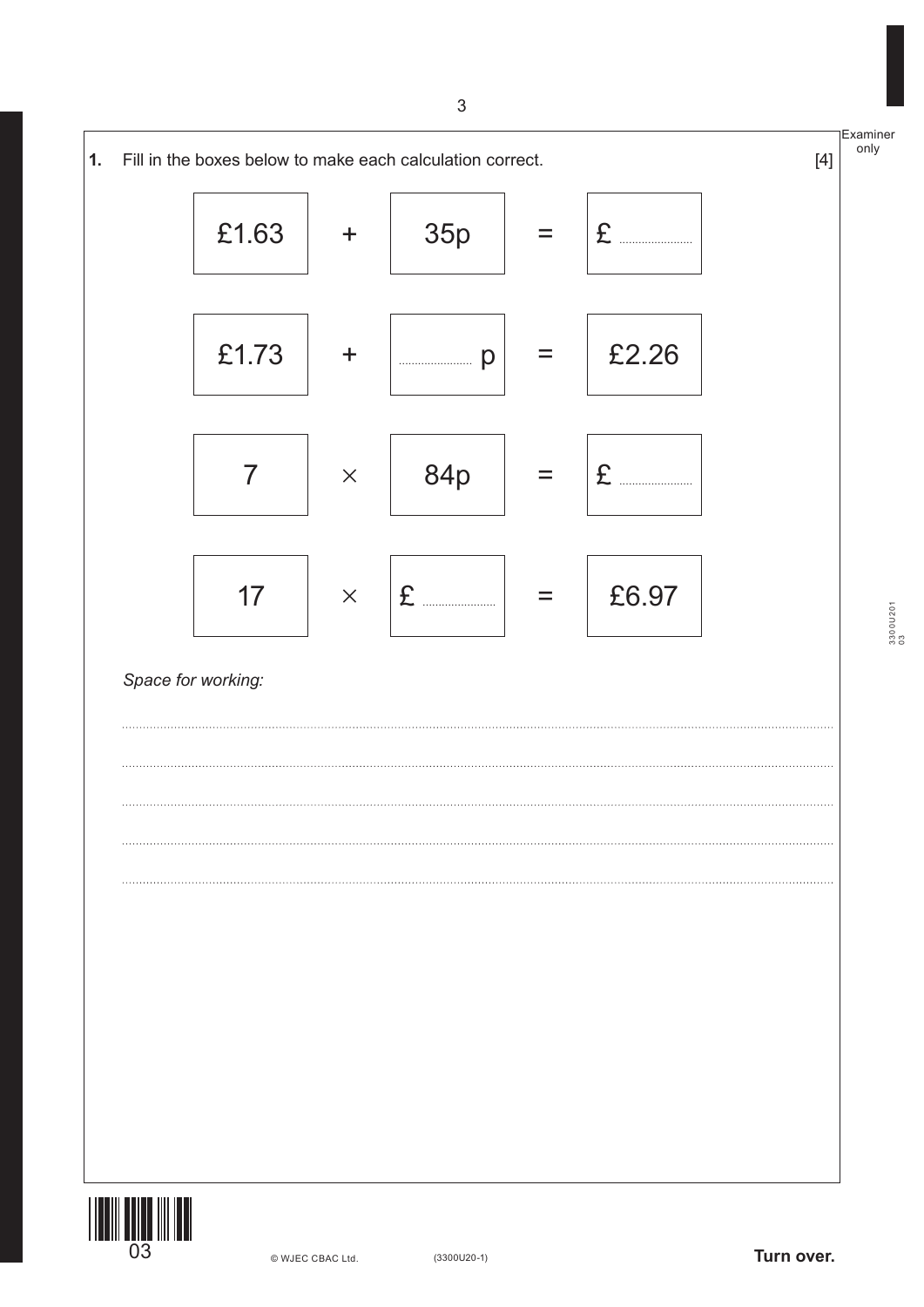**1.** Fill in the boxes below to make each calculation correct. [4]

| | | | | |
|---|---|---|---|---|
| £1.63 | + | 35p | = | £ .................... |
| £1.73 | + | .................... p | = | £2.26 |
| 7 | × | 84p | = | £ .................... |
| 17 | × | £ .................... | = | £6.97 |

*Space for working:*

..........................................................................................................................................................................

..........................................................................................................................................................................

..........................................................................................................................................................................

..........................................................................................................................................................................

..........................................................................................................................................................................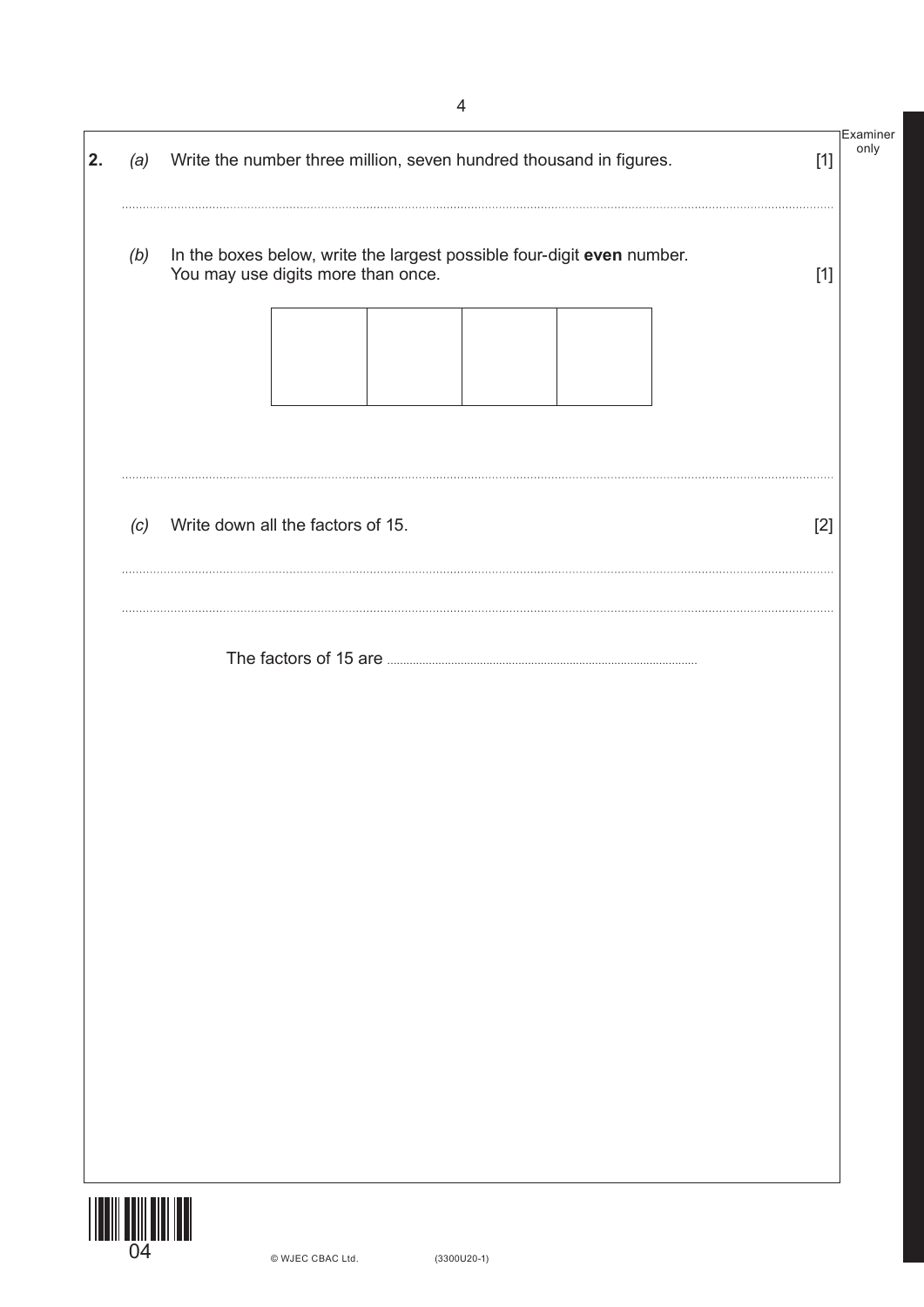**2.** *(a)* Write the number three million, seven hundred thousand in figures. [1]

.......................................................................................................................................................

*(b)* In the boxes below, write the largest possible four-digit **even** number.
You may use digits more than once. [1]

| | | | |
|---|---|---|---|
| | | | |

.......................................................................................................................................................

*(c)* Write down all the factors of 15. [2]

.......................................................................................................................................................

.......................................................................................................................................................

The factors of 15 are ...............................................................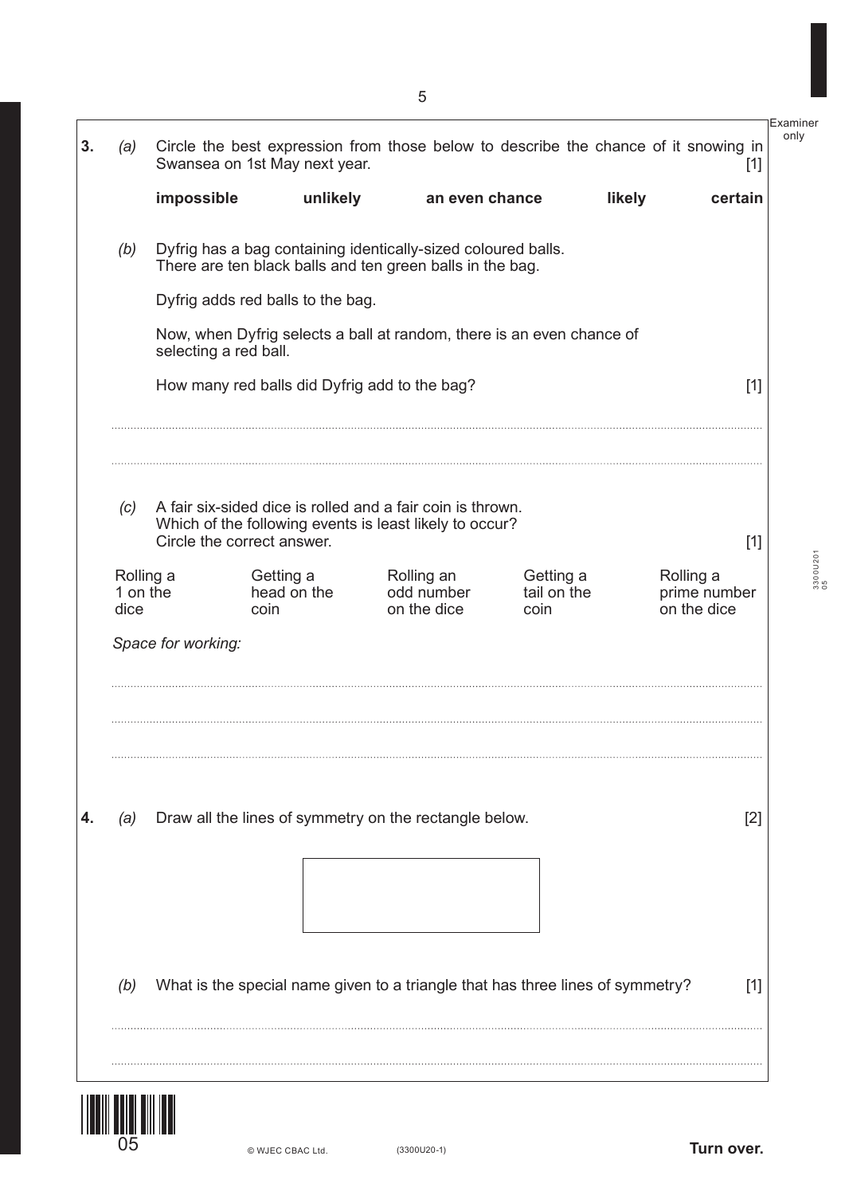**3.** *(a)* Circle the best expression from those below to describe the chance of it snowing in Swansea on 1st May next year. [1]

**impossible** **unlikely** **an even chance** **likely** **certain**

*(b)* Dyfrig has a bag containing identically-sized coloured balls.
There are ten black balls and ten green balls in the bag.

Dyfrig adds red balls to the bag.

Now, when Dyfrig selects a ball at random, there is an even chance of selecting a red ball.

How many red balls did Dyfrig add to the bag? [1]

.....................................................................................................................................................

.....................................................................................................................................................

*(c)* A fair six-sided dice is rolled and a fair coin is thrown.
Which of the following events is least likely to occur?
Circle the correct answer. [1]

Rolling a 1 on the dice | Getting a head on the coin | Rolling an odd number on the dice | Getting a tail on the coin | Rolling a prime number on the dice

*Space for working:*

.....................................................................................................................................................

.....................................................................................................................................................

.....................................................................................................................................................

**4.** *(a)* Draw all the lines of symmetry on the rectangle below. [2]

*(b)* What is the special name given to a triangle that has three lines of symmetry? [1]

.....................................................................................................................................................

.....................................................................................................................................................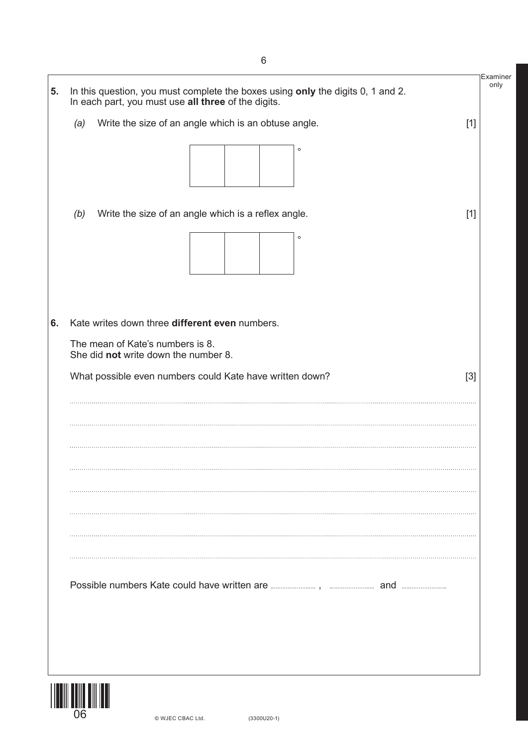**5.** In this question, you must complete the boxes using **only** the digits 0, 1 and 2.
In each part, you must use **all three** of the digits.

*(a)* Write the size of an angle which is an obtuse angle. [1]

| | | | ° |
|---|---|---|---|

*(b)* Write the size of an angle which is a reflex angle. [1]

| | | | ° |
|---|---|---|---|

**6.** Kate writes down three **different even** numbers.

The mean of Kate's numbers is 8.
She did **not** write down the number 8.

What possible even numbers could Kate have written down? [3]

..............................................................................................................................................

..............................................................................................................................................

..............................................................................................................................................

..............................................................................................................................................

..............................................................................................................................................

..............................................................................................................................................

..............................................................................................................................................

..............................................................................................................................................

Possible numbers Kate could have written are .................... , .................... and ....................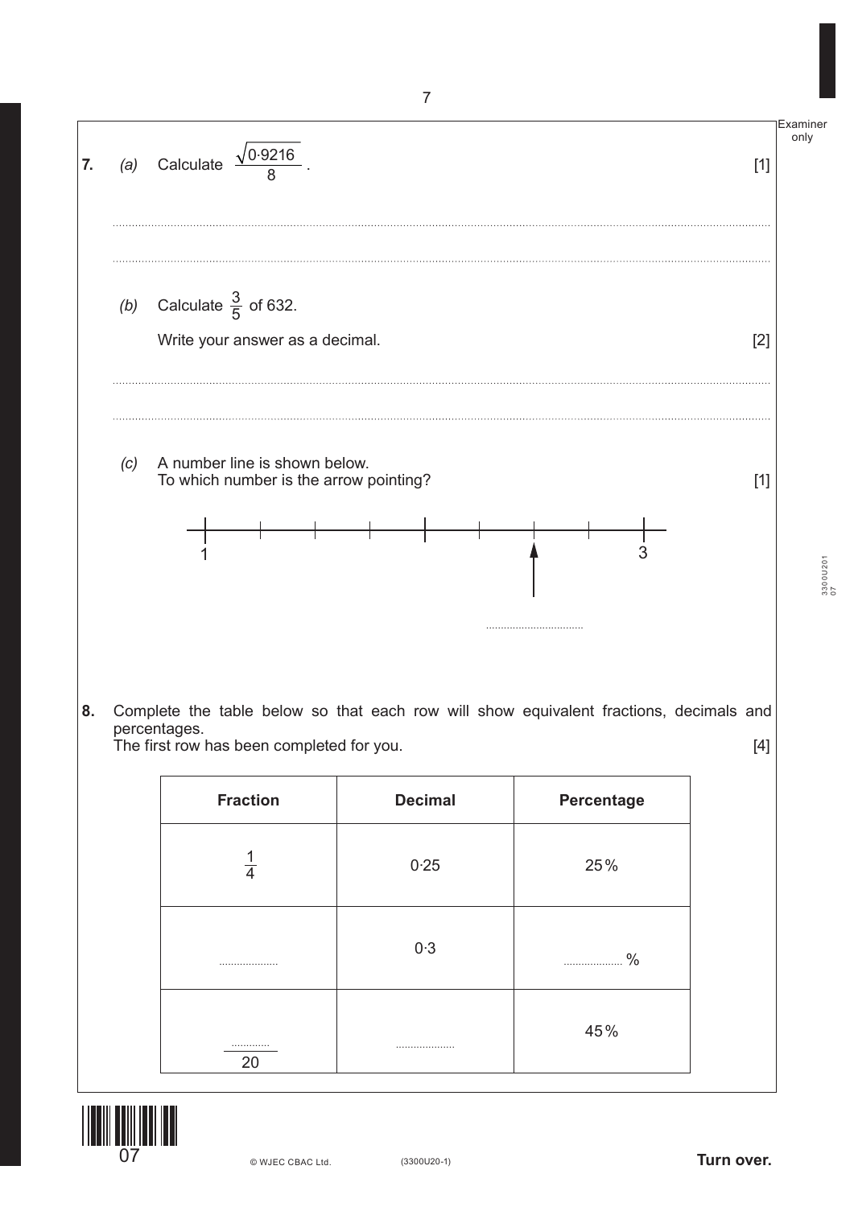**7.** *(a)* Calculate $\frac{\sqrt{0{\cdot}9216}}{8}$. [1]

..............................................................................................................................................

..............................................................................................................................................

*(b)* Calculate $\frac{3}{5}$ of 632.

Write your answer as a decimal. [2]

..............................................................................................................................................

..............................................................................................................................................

*(c)* A number line is shown below.
To which number is the arrow pointing? [1]

(Number line from 1 to 3 with marks; arrow pointing below the line)

.................................

**8.** Complete the table below so that each row will show equivalent fractions, decimals and percentages.
The first row has been completed for you. [4]

| Fraction | Decimal | Percentage |
|---|---|---|
| $\frac{1}{4}$ | 0·25 | 25% |
| .................... | 0·3 | .................... % |
| $\frac{\text{.............}}{20}$ | .................... | 45% |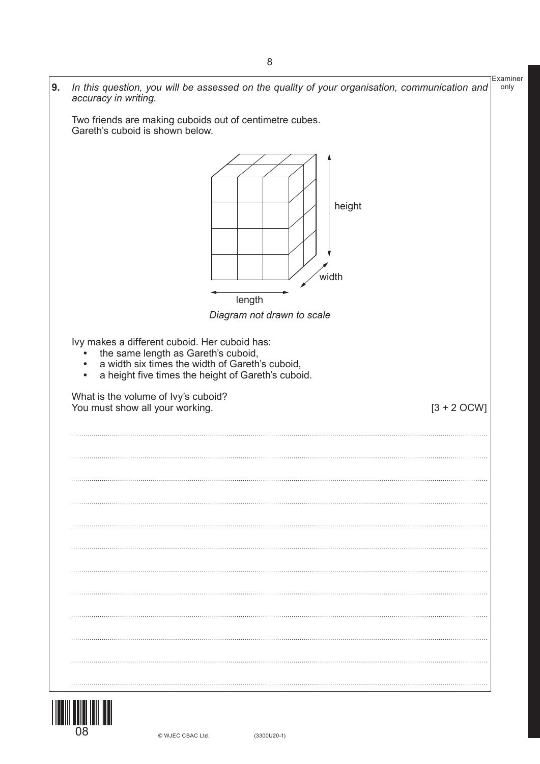**9.** *In this question, you will be assessed on the quality of your organisation, communication and accuracy in writing.*

Two friends are making cuboids out of centimetre cubes.
Gareth's cuboid is shown below.

height

width

length

*Diagram not drawn to scale*

Ivy makes a different cuboid. Her cuboid has:

- the same length as Gareth's cuboid,
- a width six times the width of Gareth's cuboid,
- a height five times the height of Gareth's cuboid.

What is the volume of Ivy's cuboid?
You must show all your working. [3 + 2 OCW]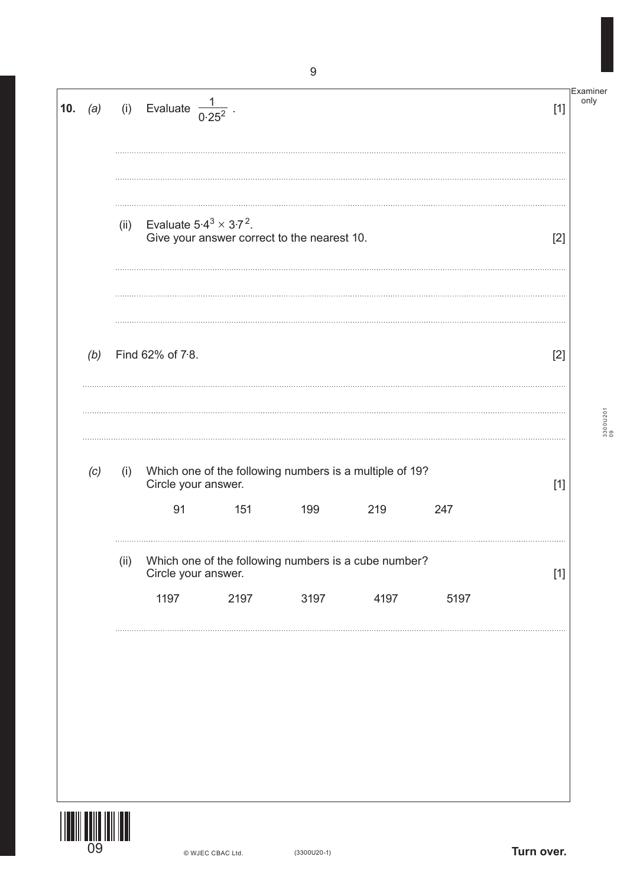**10.** *(a)* (i) Evaluate $\frac{1}{0 \cdot 25^2}$ . [1]

(ii) Evaluate $5 \cdot 4^3 \times 3 \cdot 7^2$.
Give your answer correct to the nearest 10. [2]

*(b)* Find 62% of 7·8. [2]

*(c)* (i) Which one of the following numbers is a multiple of 19?
Circle your answer. [1]

91 151 199 219 247

(ii) Which one of the following numbers is a cube number?
Circle your answer. [1]

1197 2197 3197 4197 5197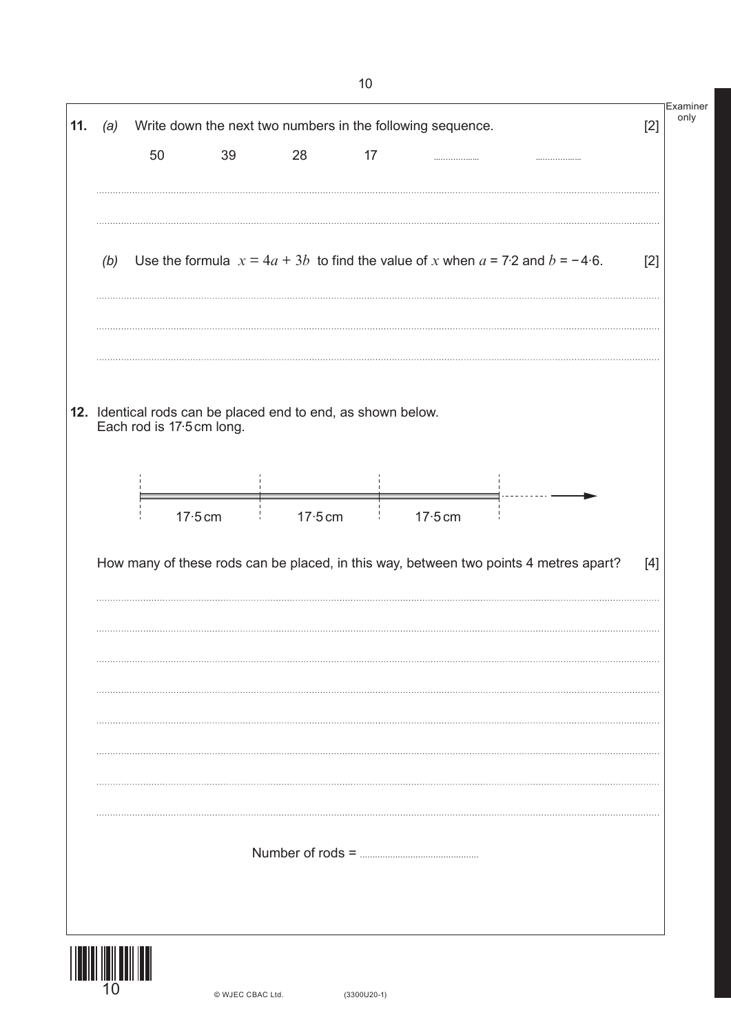**11.** *(a)* Write down the next two numbers in the following sequence. [2]

50 39 28 17 .................. ..................

*(b)* Use the formula $x = 4a + 3b$ to find the value of $x$ when $a = 7·2$ and $b = −4·6$. [2]

**12.** Identical rods can be placed end to end, as shown below.
Each rod is 17·5 cm long.

17·5 cm 17·5 cm 17·5 cm

How many of these rods can be placed, in this way, between two points 4 metres apart? [4]

Number of rods = ..............................................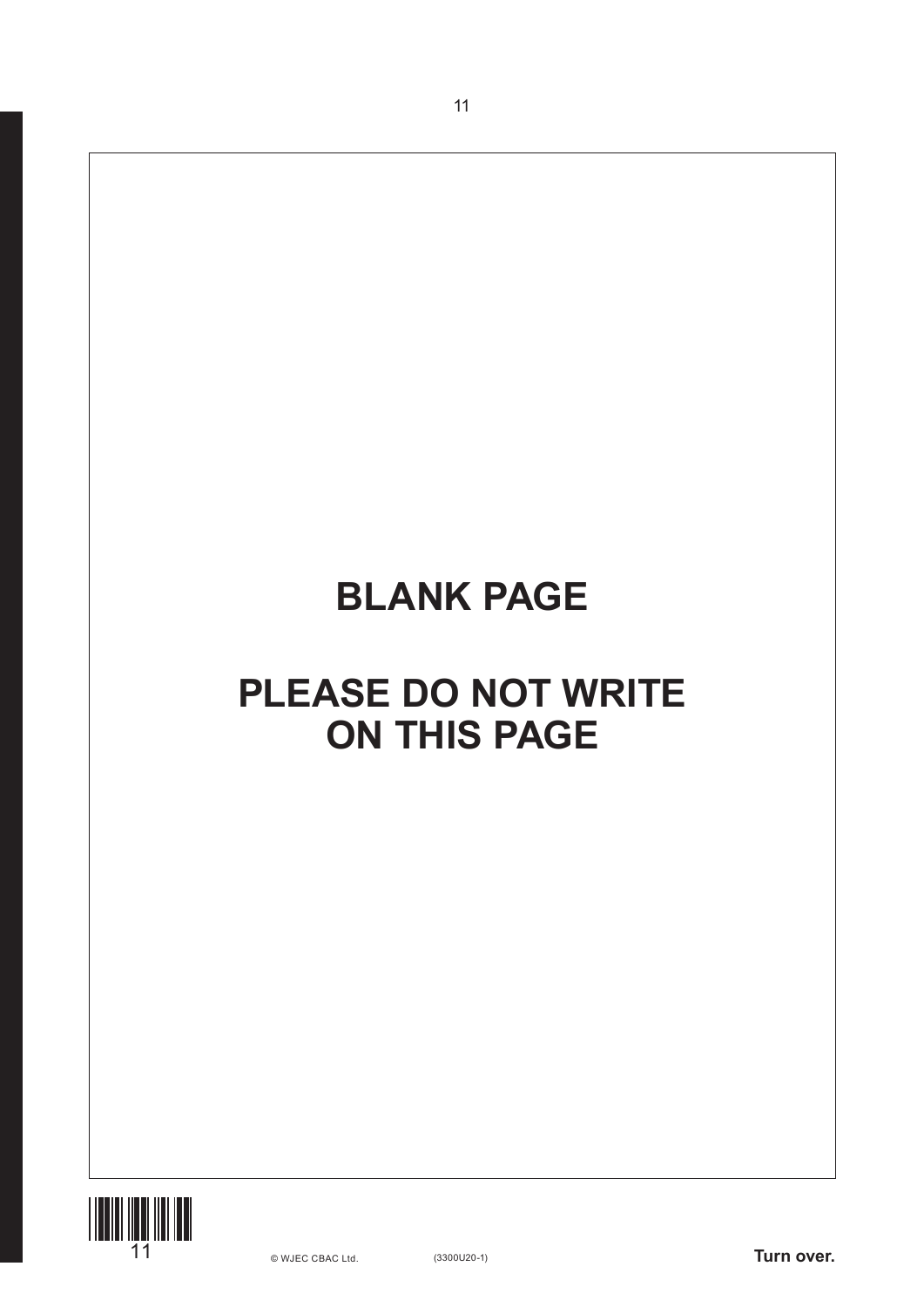**BLANK PAGE**

**PLEASE DO NOT WRITE ON THIS PAGE**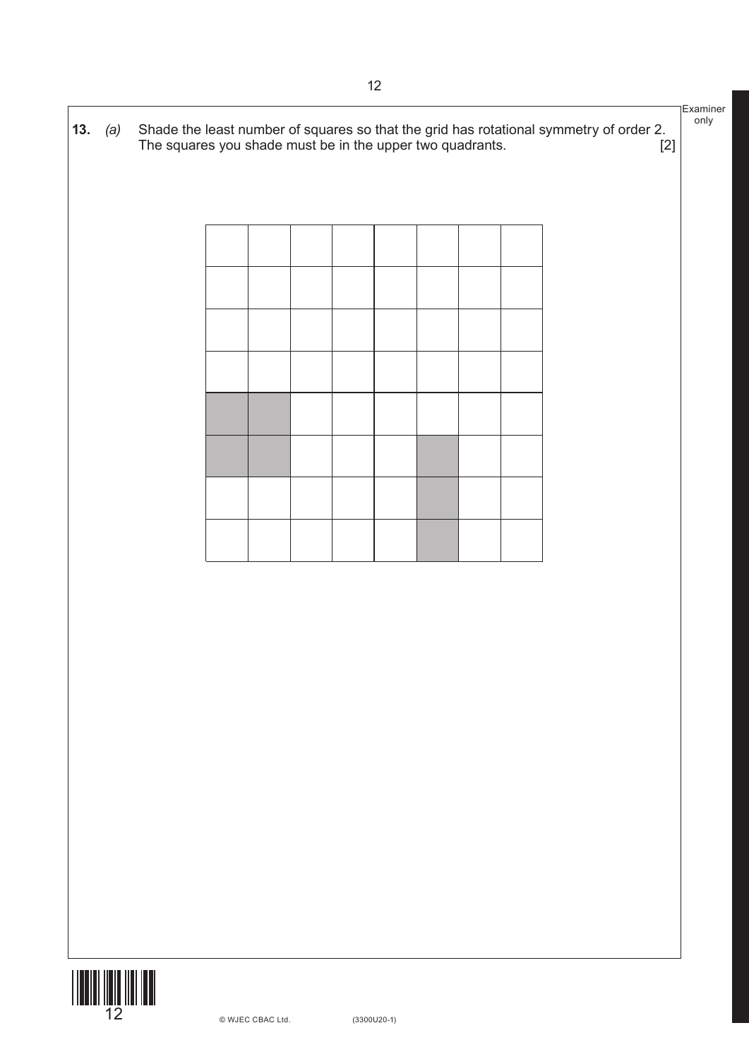**13.** *(a)* Shade the least number of squares so that the grid has rotational symmetry of order 2. The squares you shade must be in the upper two quadrants. [2]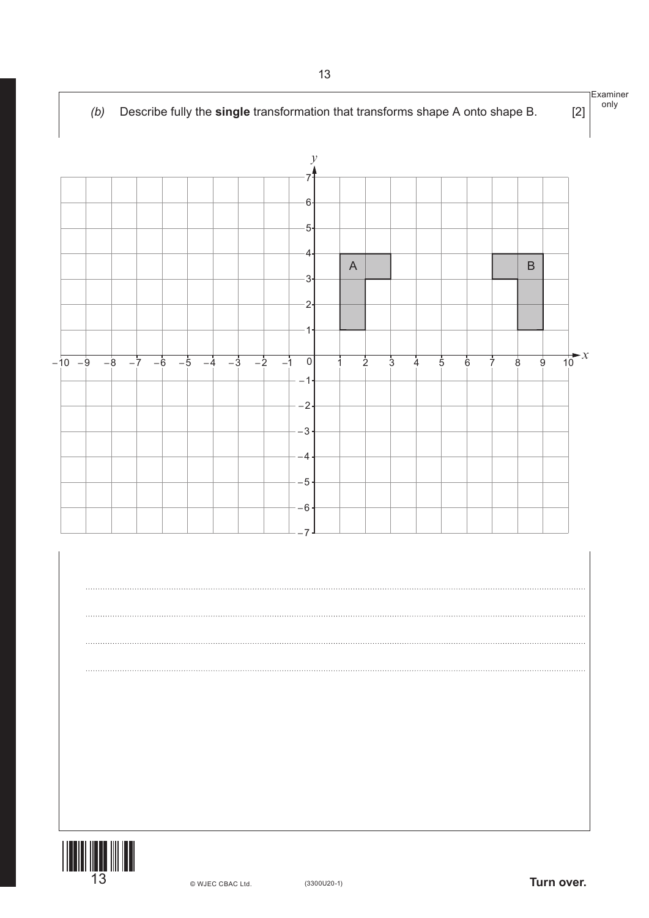(b) Describe fully the **single** transformation that transforms shape A onto shape B. [2]

.................................................................................................................................................

.................................................................................................................................................

.................................................................................................................................................

.................................................................................................................................................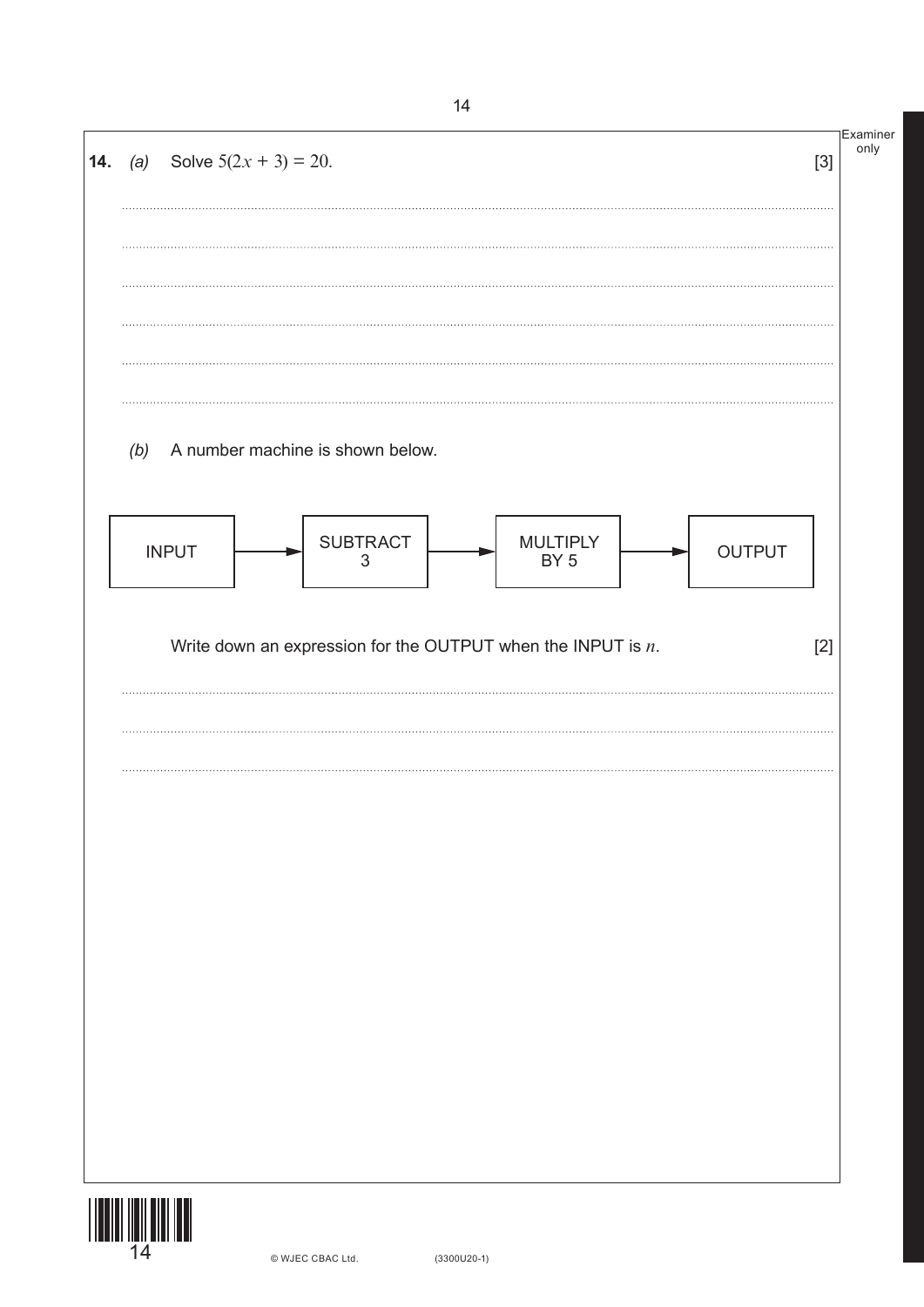**14.** *(a)* Solve $5(2x + 3) = 20$. [3]

*(b)* A number machine is shown below.

INPUT → SUBTRACT 3 → MULTIPLY BY 5 → OUTPUT

Write down an expression for the OUTPUT when the INPUT is $n$. [2]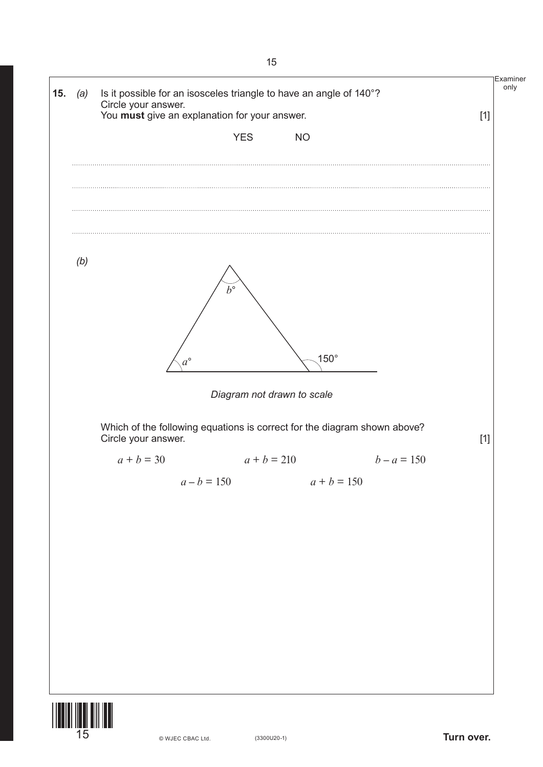**15.** *(a)* Is it possible for an isosceles triangle to have an angle of 140°?
Circle your answer.
You **must** give an explanation for your answer. [1]

YES NO

.....................................................................................................................................................

.....................................................................................................................................................

.....................................................................................................................................................

.....................................................................................................................................................

*(b)*

*Diagram not drawn to scale*

Which of the following equations is correct for the diagram shown above?
Circle your answer. [1]

$a + b = 30$ $a + b = 210$ $b - a = 150$

$a - b = 150$ $a + b = 150$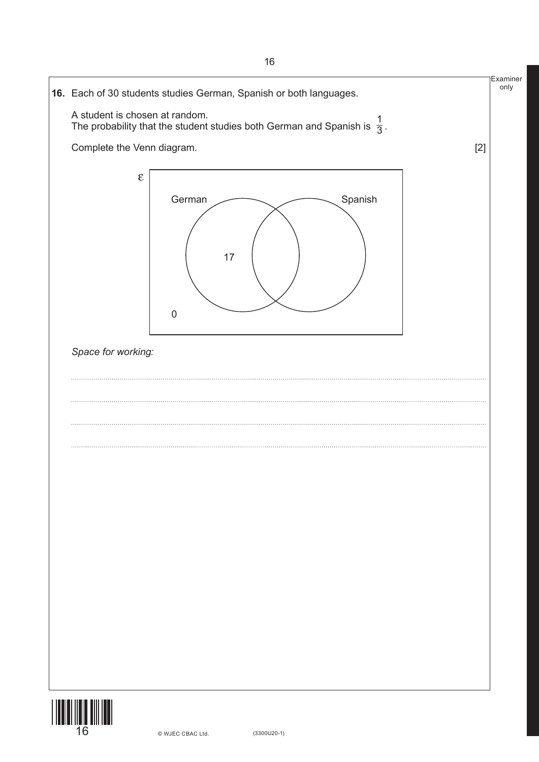**16.** Each of 30 students studies German, Spanish or both languages.

A student is chosen at random.
The probability that the student studies both German and Spanish is $\frac{1}{3}$.

Complete the Venn diagram. [2]

ε

German | Spanish

17

0

*Space for working:*

..............................................................................................................................................

..............................................................................................................................................

..............................................................................................................................................

..............................................................................................................................................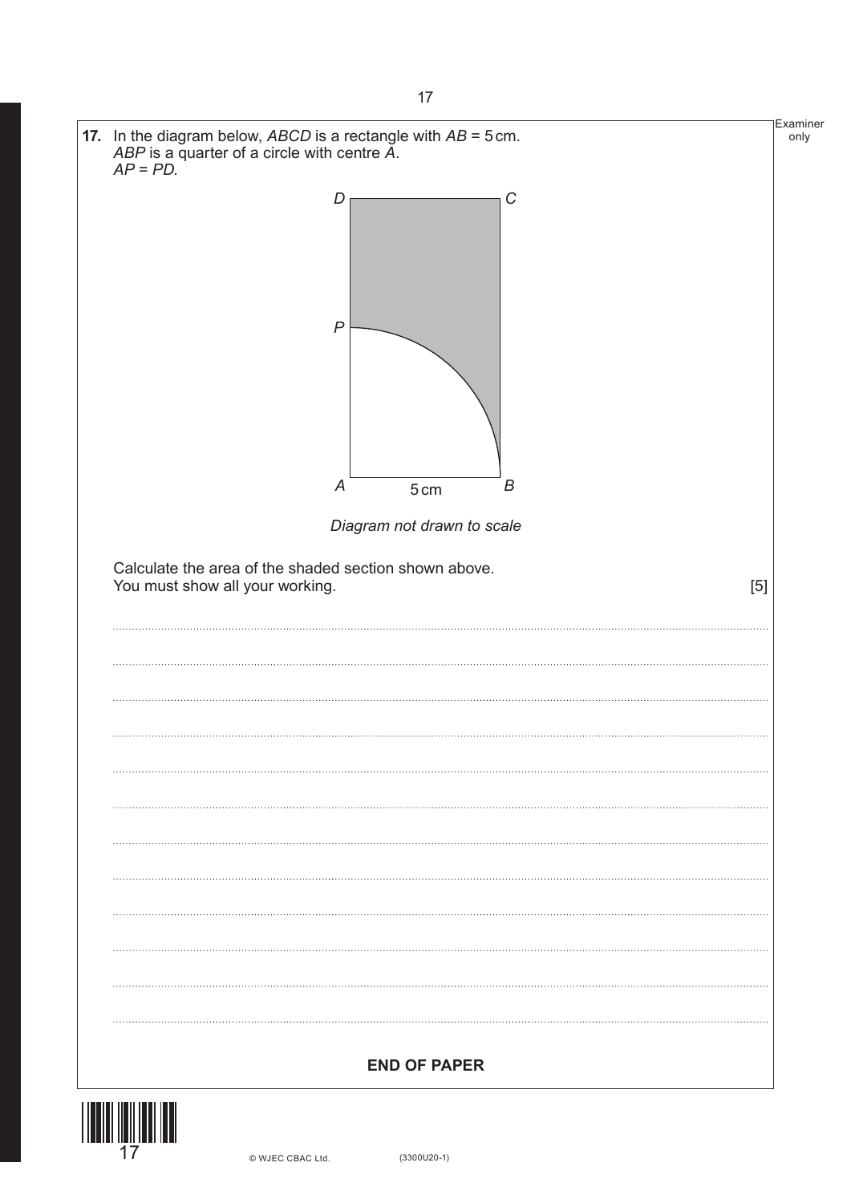**17.** In the diagram below, $ABCD$ is a rectangle with $AB = 5$ cm.
$ABP$ is a quarter of a circle with centre $A$.
$AP = PD$.

*Diagram not drawn to scale*

Calculate the area of the shaded section shown above.
You must show all your working. [5]

**END OF PAPER**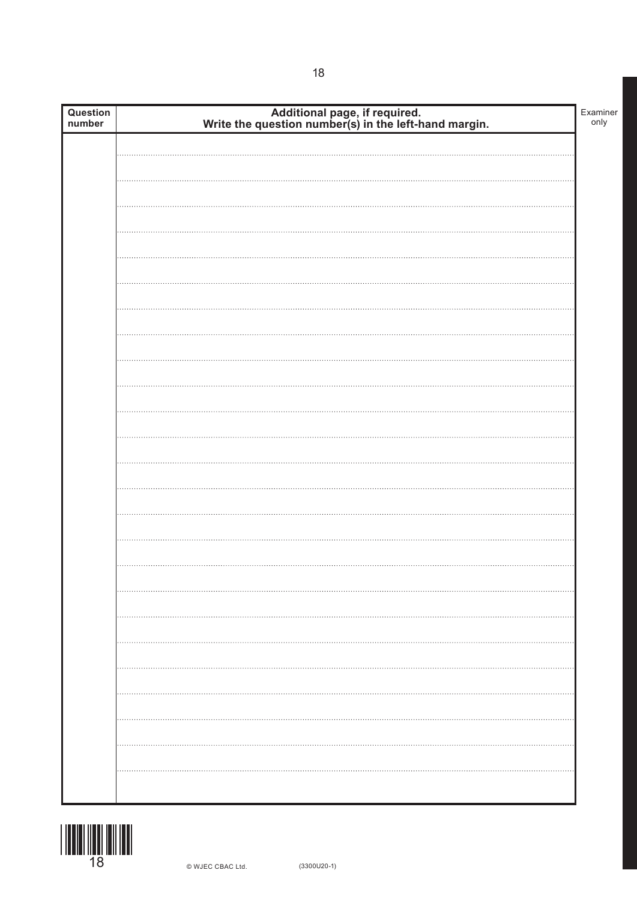| Question number | Additional page, if required. Write the question number(s) in the left-hand margin. |
| --- | --- |
| | |

Examiner only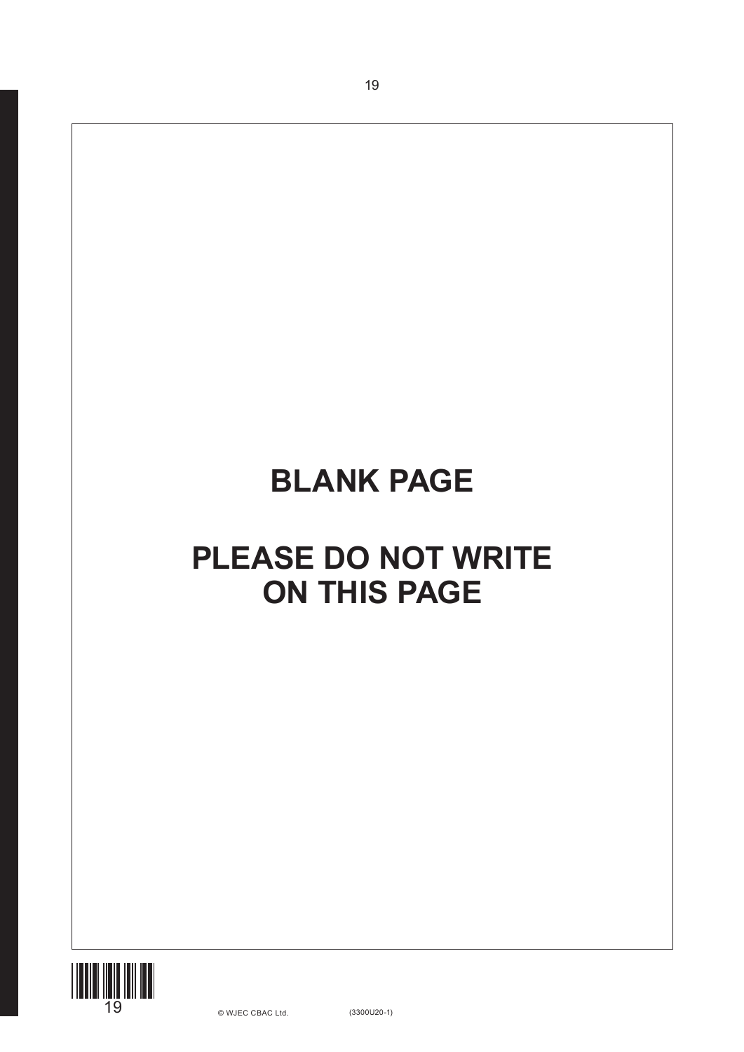**BLANK PAGE**

**PLEASE DO NOT WRITE ON THIS PAGE**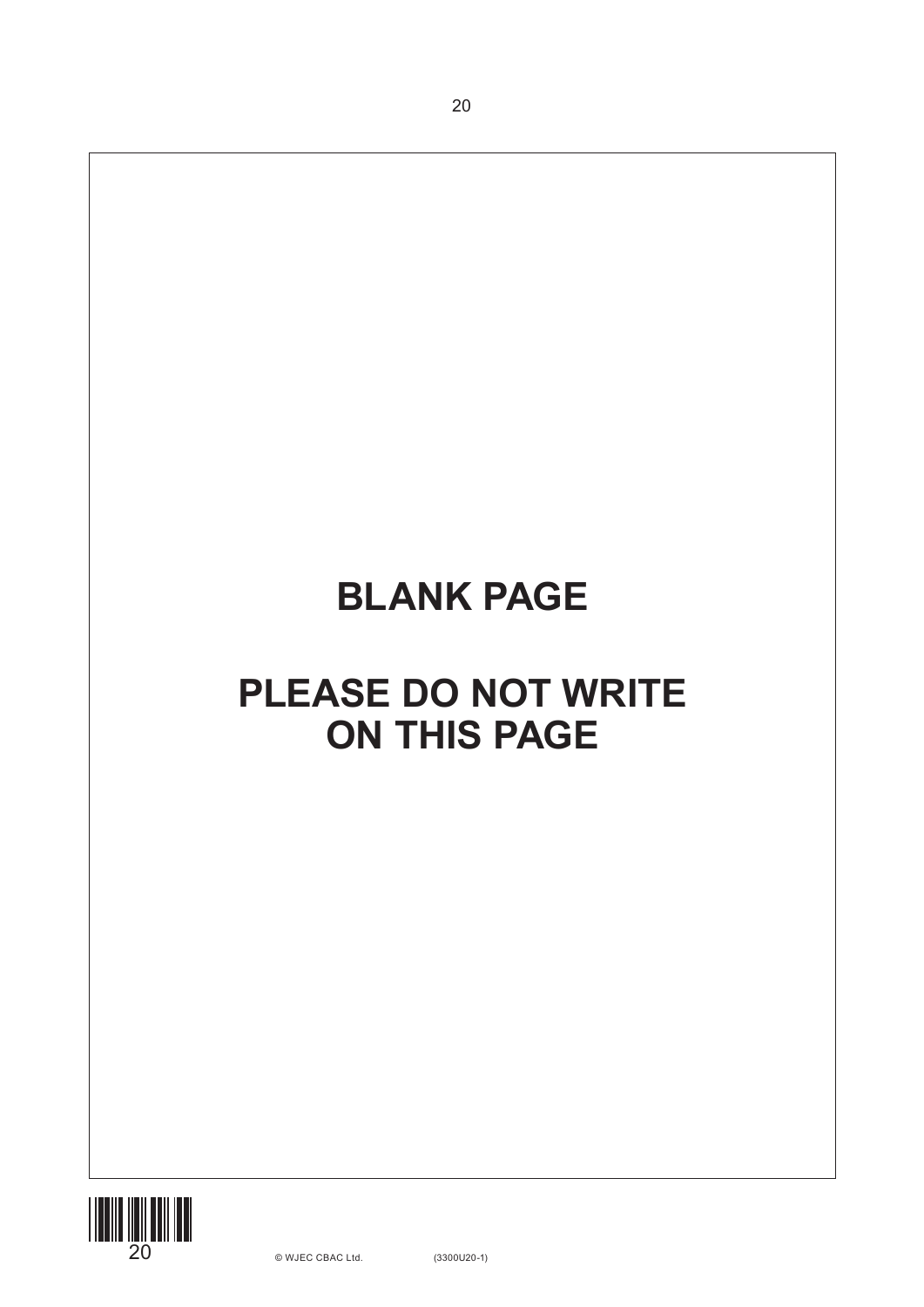**BLANK PAGE**

**PLEASE DO NOT WRITE ON THIS PAGE**